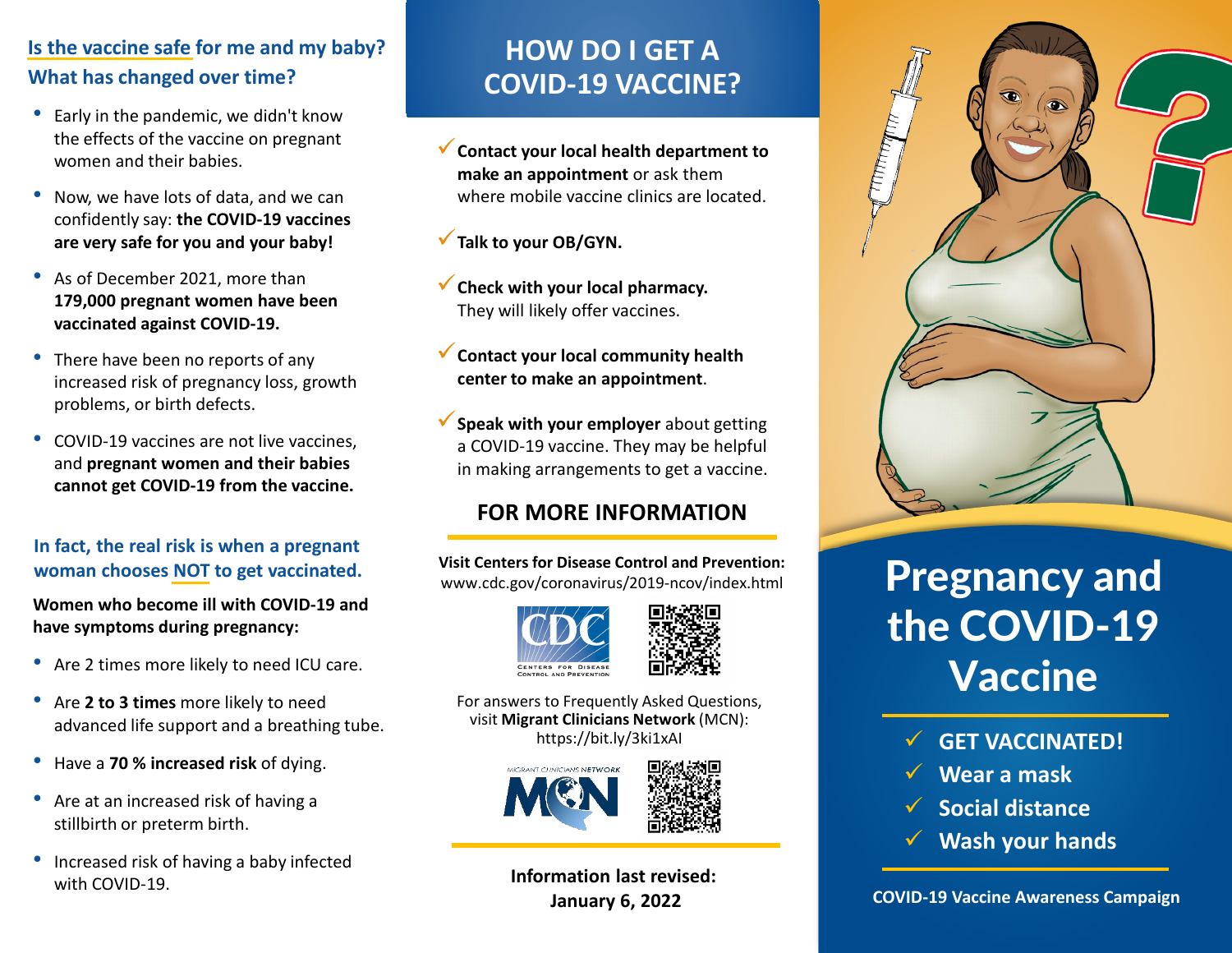## Is the vaccine safe for me and my baby? What has changed over time?

- Early in the pandemic, we didn't know the effects of the vaccine on pregnant women and their babies.
- Now, we have lots of data, and we can confidently say: **the COVID-19 vaccines are very safe for you and your baby!**
- As of December 2021, more than **179,000 pregnant women have been vaccinated against COVID-19.**
- There have been no reports of any increased risk of pregnancy loss, growth problems, or birth defects.
- COVID-19 vaccines are not live vaccines, and **pregnant women and their babies cannot get COVID-19 from the vaccine.**

### In fact, the real risk is when a pregnant woman chooses NOT to get vaccinated.

**Women who become ill with COVID-19 and have symptoms during pregnancy:**

- Are 2 times more likely to need ICU care.
- Are **2 to 3 times** more likely to need advanced life support and a breathing tube.
- Have a **70 % increased risk** of dying.
- Are at an increased risk of having a stillbirth or preterm birth.
- Increased risk of having a baby infected with COVID-19.

## HOW DO I GET A COVID-19 VACCINE?

- ✓ **Contact your local health department to make an appointment** or ask them where mobile vaccine clinics are located.
- ✓ **Talk to your OB/GYN.**
- ✓ **Check with your local pharmacy.** They will likely offer vaccines.
- ✓ **Contact your local community health center to make an appointment**.
- ✓ **Speak with your employer** about getting a COVID-19 vaccine. They may be helpful in making arrangements to get a vaccine.

### FOR MORE INFORMATION

**Visit Centers for Disease Control and Prevention:**
www.cdc.gov/coronavirus/2019-ncov/index.html

For answers to Frequently Asked Questions, visit **Migrant Clinicians Network** (MCN): https://bit.ly/3ki1xAI

**Information last revised: January 6, 2022**

# Pregnancy and the COVID-19 Vaccine

- ✓ **GET VACCINATED!**
- ✓ **Wear a mask**
- ✓ **Social distance**
- ✓ **Wash your hands**

**COVID-19 Vaccine Awareness Campaign**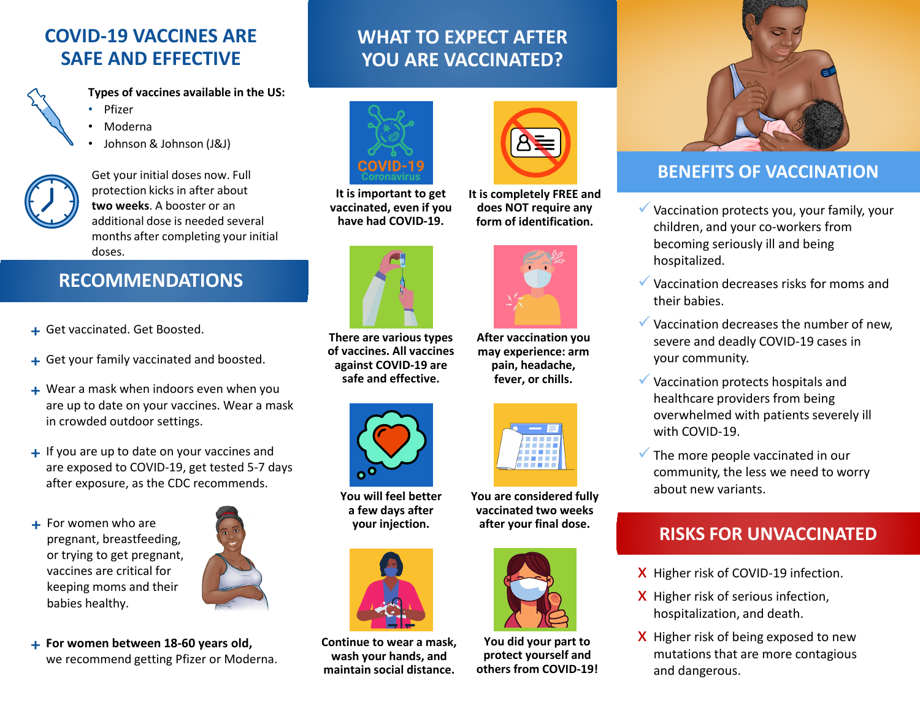## COVID-19 VACCINES ARE SAFE AND EFFECTIVE

**Types of vaccines available in the US:**

- Pfizer
- Moderna
- Johnson & Johnson (J&J)

Get your initial doses now. Full protection kicks in after about **two weeks**. A booster or an additional dose is needed several months after completing your initial doses.

## RECOMMENDATIONS

- Get vaccinated. Get Boosted.
- Get your family vaccinated and boosted.
- Wear a mask when indoors even when you are up to date on your vaccines. Wear a mask in crowded outdoor settings.
- If you are up to date on your vaccines and are exposed to COVID-19, get tested 5-7 days after exposure, as the CDC recommends.
- For women who are pregnant, breastfeeding, or trying to get pregnant, vaccines are critical for keeping moms and their babies healthy.
- **For women between 18-60 years old,** we recommend getting Pfizer or Moderna.

## WHAT TO EXPECT AFTER YOU ARE VACCINATED?

COVID-19 Coronavirus

**It is important to get vaccinated, even if you have had COVID-19.**

**It is completely FREE and does NOT require any form of identification.**

**There are various types of vaccines. All vaccines against COVID-19 are safe and effective.**

**After vaccination you may experience: arm pain, headache, fever, or chills.**

**You will feel better a few days after your injection.**

**You are considered fully vaccinated two weeks after your final dose.**

**Continue to wear a mask, wash your hands, and maintain social distance.**

**You did your part to protect yourself and others from COVID-19!**

## BENEFITS OF VACCINATION

- ✓ Vaccination protects you, your family, your children, and your co-workers from becoming seriously ill and being hospitalized.
- ✓ Vaccination decreases risks for moms and their babies.
- ✓ Vaccination decreases the number of new, severe and deadly COVID-19 cases in your community.
- ✓ Vaccination protects hospitals and healthcare providers from being overwhelmed with patients severely ill with COVID-19.
- ✓ The more people vaccinated in our community, the less we need to worry about new variants.

## RISKS FOR UNVACCINATED

- X Higher risk of COVID-19 infection.
- X Higher risk of serious infection, hospitalization, and death.
- X Higher risk of being exposed to new mutations that are more contagious and dangerous.